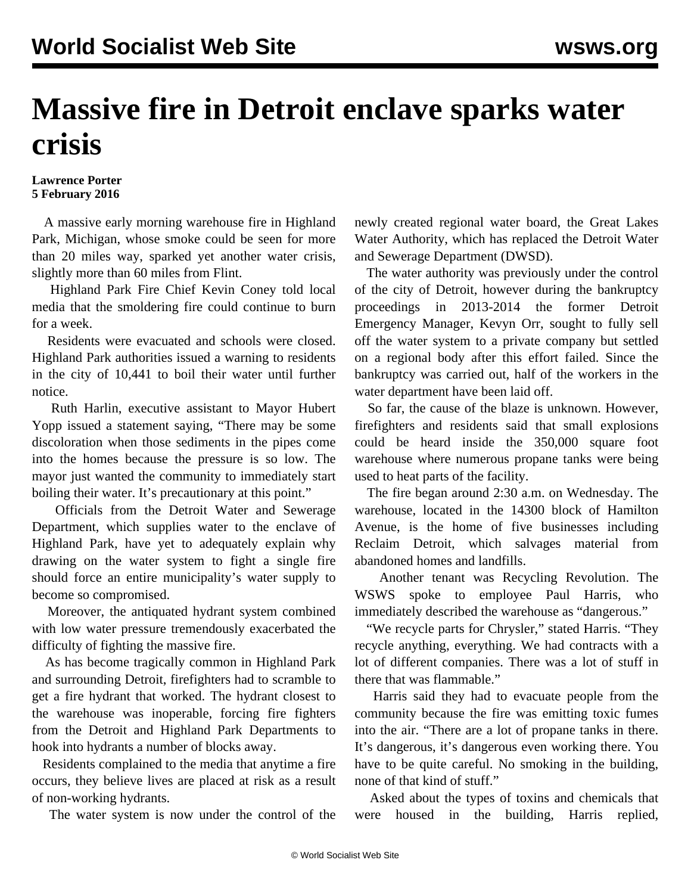# Massive fire in Detroit enclave sparks water crisis

**Lawrence Porter**
**5 February 2016**

A massive early morning warehouse fire in Highland Park, Michigan, whose smoke could be seen for more than 20 miles way, sparked yet another water crisis, slightly more than 60 miles from Flint.

Highland Park Fire Chief Kevin Coney told local media that the smoldering fire could continue to burn for a week.

Residents were evacuated and schools were closed. Highland Park authorities issued a warning to residents in the city of 10,441 to boil their water until further notice.

Ruth Harlin, executive assistant to Mayor Hubert Yopp issued a statement saying, "There may be some discoloration when those sediments in the pipes come into the homes because the pressure is so low. The mayor just wanted the community to immediately start boiling their water. It's precautionary at this point."

Officials from the Detroit Water and Sewerage Department, which supplies water to the enclave of Highland Park, have yet to adequately explain why drawing on the water system to fight a single fire should force an entire municipality's water supply to become so compromised.

Moreover, the antiquated hydrant system combined with low water pressure tremendously exacerbated the difficulty of fighting the massive fire.

As has become tragically common in Highland Park and surrounding Detroit, firefighters had to scramble to get a fire hydrant that worked. The hydrant closest to the warehouse was inoperable, forcing fire fighters from the Detroit and Highland Park Departments to hook into hydrants a number of blocks away.

Residents complained to the media that anytime a fire occurs, they believe lives are placed at risk as a result of non-working hydrants.

The water system is now under the control of the newly created regional water board, the Great Lakes Water Authority, which has replaced the Detroit Water and Sewerage Department (DWSD).

The water authority was previously under the control of the city of Detroit, however during the bankruptcy proceedings in 2013-2014 the former Detroit Emergency Manager, Kevyn Orr, sought to fully sell off the water system to a private company but settled on a regional body after this effort failed. Since the bankruptcy was carried out, half of the workers in the water department have been laid off.

So far, the cause of the blaze is unknown. However, firefighters and residents said that small explosions could be heard inside the 350,000 square foot warehouse where numerous propane tanks were being used to heat parts of the facility.

The fire began around 2:30 a.m. on Wednesday. The warehouse, located in the 14300 block of Hamilton Avenue, is the home of five businesses including Reclaim Detroit, which salvages material from abandoned homes and landfills.

Another tenant was Recycling Revolution. The WSWS spoke to employee Paul Harris, who immediately described the warehouse as "dangerous."

"We recycle parts for Chrysler," stated Harris. "They recycle anything, everything. We had contracts with a lot of different companies. There was a lot of stuff in there that was flammable."

Harris said they had to evacuate people from the community because the fire was emitting toxic fumes into the air. "There are a lot of propane tanks in there. It's dangerous, it's dangerous even working there. You have to be quite careful. No smoking in the building, none of that kind of stuff."

Asked about the types of toxins and chemicals that were housed in the building, Harris replied,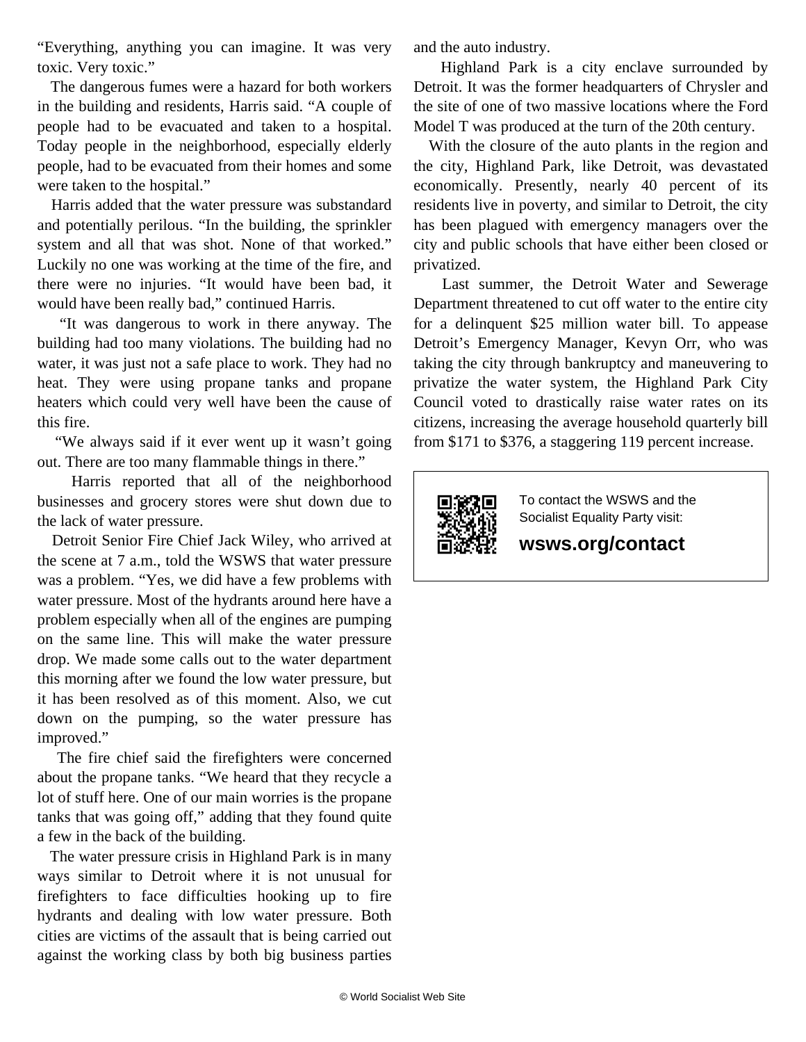"Everything, anything you can imagine. It was very toxic. Very toxic."

The dangerous fumes were a hazard for both workers in the building and residents, Harris said. "A couple of people had to be evacuated and taken to a hospital. Today people in the neighborhood, especially elderly people, had to be evacuated from their homes and some were taken to the hospital."

Harris added that the water pressure was substandard and potentially perilous. "In the building, the sprinkler system and all that was shot. None of that worked." Luckily no one was working at the time of the fire, and there were no injuries. "It would have been bad, it would have been really bad," continued Harris.

"It was dangerous to work in there anyway. The building had too many violations. The building had no water, it was just not a safe place to work. They had no heat. They were using propane tanks and propane heaters which could very well have been the cause of this fire.

"We always said if it ever went up it wasn't going out. There are too many flammable things in there."

Harris reported that all of the neighborhood businesses and grocery stores were shut down due to the lack of water pressure.

Detroit Senior Fire Chief Jack Wiley, who arrived at the scene at 7 a.m., told the WSWS that water pressure was a problem. "Yes, we did have a few problems with water pressure. Most of the hydrants around here have a problem especially when all of the engines are pumping on the same line. This will make the water pressure drop. We made some calls out to the water department this morning after we found the low water pressure, but it has been resolved as of this moment. Also, we cut down on the pumping, so the water pressure has improved."

The fire chief said the firefighters were concerned about the propane tanks. "We heard that they recycle a lot of stuff here. One of our main worries is the propane tanks that was going off," adding that they found quite a few in the back of the building.

The water pressure crisis in Highland Park is in many ways similar to Detroit where it is not unusual for firefighters to face difficulties hooking up to fire hydrants and dealing with low water pressure. Both cities are victims of the assault that is being carried out against the working class by both big business parties and the auto industry.

Highland Park is a city enclave surrounded by Detroit. It was the former headquarters of Chrysler and the site of one of two massive locations where the Ford Model T was produced at the turn of the 20th century.

With the closure of the auto plants in the region and the city, Highland Park, like Detroit, was devastated economically. Presently, nearly 40 percent of its residents live in poverty, and similar to Detroit, the city has been plagued with emergency managers over the city and public schools that have either been closed or privatized.

Last summer, the Detroit Water and Sewerage Department threatened to cut off water to the entire city for a delinquent $25 million water bill. To appease Detroit's Emergency Manager, Kevyn Orr, who was taking the city through bankruptcy and maneuvering to privatize the water system, the Highland Park City Council voted to drastically raise water rates on its citizens, increasing the average household quarterly bill from $171 to $376, a staggering 119 percent increase.

To contact the WSWS and the Socialist Equality Party visit:

**wsws.org/contact**